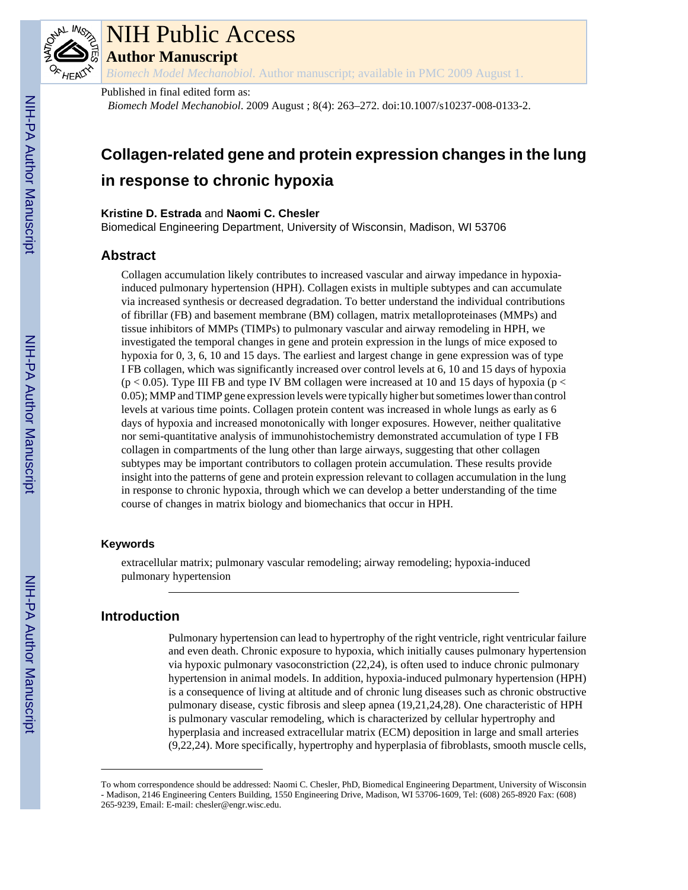# NIH Public Access

## Author Manuscript

*Biomech Model Mechanobiol*. Author manuscript; available in PMC 2009 August 1.

Published in final edited form as:

*Biomech Model Mechanobiol*. 2009 August ; 8(4): 263–272. doi:10.1007/s10237-008-0133-2.

# Collagen-related gene and protein expression changes in the lung in response to chronic hypoxia

**Kristine D. Estrada** and **Naomi C. Chesler**

Biomedical Engineering Department, University of Wisconsin, Madison, WI 53706

## Abstract

Collagen accumulation likely contributes to increased vascular and airway impedance in hypoxia-induced pulmonary hypertension (HPH). Collagen exists in multiple subtypes and can accumulate via increased synthesis or decreased degradation. To better understand the individual contributions of fibrillar (FB) and basement membrane (BM) collagen, matrix metalloproteinases (MMPs) and tissue inhibitors of MMPs (TIMPs) to pulmonary vascular and airway remodeling in HPH, we investigated the temporal changes in gene and protein expression in the lungs of mice exposed to hypoxia for 0, 3, 6, 10 and 15 days. The earliest and largest change in gene expression was of type I FB collagen, which was significantly increased over control levels at 6, 10 and 15 days of hypoxia ($p < 0.05$). Type III FB and type IV BM collagen were increased at 10 and 15 days of hypoxia ($p < 0.05$); MMP and TIMP gene expression levels were typically higher but sometimes lower than control levels at various time points. Collagen protein content was increased in whole lungs as early as 6 days of hypoxia and increased monotonically with longer exposures. However, neither qualitative nor semi-quantitative analysis of immunohistochemistry demonstrated accumulation of type I FB collagen in compartments of the lung other than large airways, suggesting that other collagen subtypes may be important contributors to collagen protein accumulation. These results provide insight into the patterns of gene and protein expression relevant to collagen accumulation in the lung in response to chronic hypoxia, through which we can develop a better understanding of the time course of changes in matrix biology and biomechanics that occur in HPH.

### Keywords

extracellular matrix; pulmonary vascular remodeling; airway remodeling; hypoxia-induced pulmonary hypertension

## Introduction

Pulmonary hypertension can lead to hypertrophy of the right ventricle, right ventricular failure and even death. Chronic exposure to hypoxia, which initially causes pulmonary hypertension via hypoxic pulmonary vasoconstriction (22,24), is often used to induce chronic pulmonary hypertension in animal models. In addition, hypoxia-induced pulmonary hypertension (HPH) is a consequence of living at altitude and of chronic lung diseases such as chronic obstructive pulmonary disease, cystic fibrosis and sleep apnea (19,21,24,28). One characteristic of HPH is pulmonary vascular remodeling, which is characterized by cellular hypertrophy and hyperplasia and increased extracellular matrix (ECM) deposition in large and small arteries (9,22,24). More specifically, hypertrophy and hyperplasia of fibroblasts, smooth muscle cells,

To whom correspondence should be addressed: Naomi C. Chesler, PhD, Biomedical Engineering Department, University of Wisconsin - Madison, 2146 Engineering Centers Building, 1550 Engineering Drive, Madison, WI 53706-1609, Tel: (608) 265-8920 Fax: (608) 265-9239, Email: E-mail: chesler@engr.wisc.edu.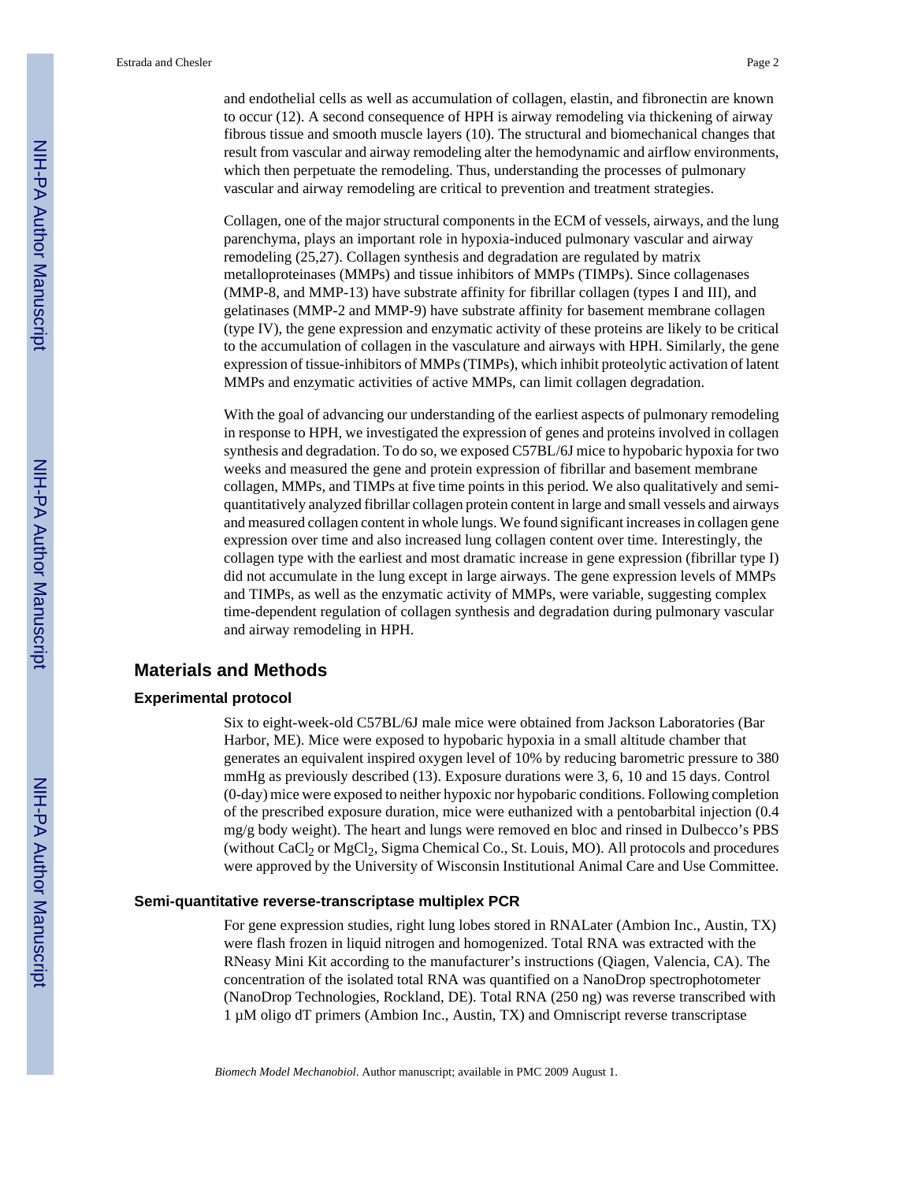and endothelial cells as well as accumulation of collagen, elastin, and fibronectin are known to occur (12). A second consequence of HPH is airway remodeling via thickening of airway fibrous tissue and smooth muscle layers (10). The structural and biomechanical changes that result from vascular and airway remodeling alter the hemodynamic and airflow environments, which then perpetuate the remodeling. Thus, understanding the processes of pulmonary vascular and airway remodeling are critical to prevention and treatment strategies.

Collagen, one of the major structural components in the ECM of vessels, airways, and the lung parenchyma, plays an important role in hypoxia-induced pulmonary vascular and airway remodeling (25,27). Collagen synthesis and degradation are regulated by matrix metalloproteinases (MMPs) and tissue inhibitors of MMPs (TIMPs). Since collagenases (MMP-8, and MMP-13) have substrate affinity for fibrillar collagen (types I and III), and gelatinases (MMP-2 and MMP-9) have substrate affinity for basement membrane collagen (type IV), the gene expression and enzymatic activity of these proteins are likely to be critical to the accumulation of collagen in the vasculature and airways with HPH. Similarly, the gene expression of tissue-inhibitors of MMPs (TIMPs), which inhibit proteolytic activation of latent MMPs and enzymatic activities of active MMPs, can limit collagen degradation.

With the goal of advancing our understanding of the earliest aspects of pulmonary remodeling in response to HPH, we investigated the expression of genes and proteins involved in collagen synthesis and degradation. To do so, we exposed C57BL/6J mice to hypobaric hypoxia for two weeks and measured the gene and protein expression of fibrillar and basement membrane collagen, MMPs, and TIMPs at five time points in this period. We also qualitatively and semi-quantitatively analyzed fibrillar collagen protein content in large and small vessels and airways and measured collagen content in whole lungs. We found significant increases in collagen gene expression over time and also increased lung collagen content over time. Interestingly, the collagen type with the earliest and most dramatic increase in gene expression (fibrillar type I) did not accumulate in the lung except in large airways. The gene expression levels of MMPs and TIMPs, as well as the enzymatic activity of MMPs, were variable, suggesting complex time-dependent regulation of collagen synthesis and degradation during pulmonary vascular and airway remodeling in HPH.

## Materials and Methods

### Experimental protocol

Six to eight-week-old C57BL/6J male mice were obtained from Jackson Laboratories (Bar Harbor, ME). Mice were exposed to hypobaric hypoxia in a small altitude chamber that generates an equivalent inspired oxygen level of 10% by reducing barometric pressure to 380 mmHg as previously described (13). Exposure durations were 3, 6, 10 and 15 days. Control (0-day) mice were exposed to neither hypoxic nor hypobaric conditions. Following completion of the prescribed exposure duration, mice were euthanized with a pentobarbital injection (0.4 mg/g body weight). The heart and lungs were removed en bloc and rinsed in Dulbecco's PBS (without $CaCl_2$ or $MgCl_2$, Sigma Chemical Co., St. Louis, MO). All protocols and procedures were approved by the University of Wisconsin Institutional Animal Care and Use Committee.

### Semi-quantitative reverse-transcriptase multiplex PCR

For gene expression studies, right lung lobes stored in RNALater (Ambion Inc., Austin, TX) were flash frozen in liquid nitrogen and homogenized. Total RNA was extracted with the RNeasy Mini Kit according to the manufacturer's instructions (Qiagen, Valencia, CA). The concentration of the isolated total RNA was quantified on a NanoDrop spectrophotometer (NanoDrop Technologies, Rockland, DE). Total RNA (250 ng) was reverse transcribed with 1 µM oligo dT primers (Ambion Inc., Austin, TX) and Omniscript reverse transcriptase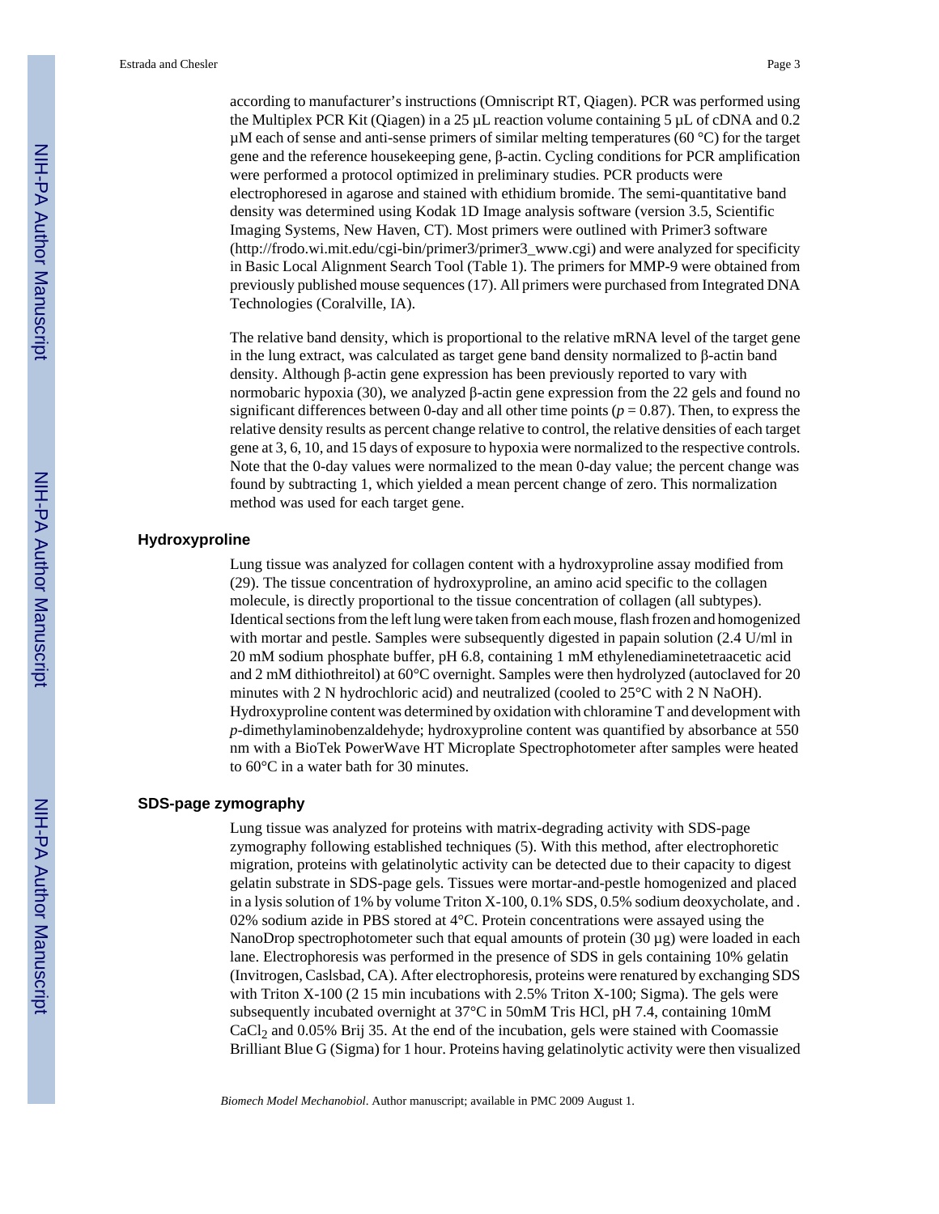according to manufacturer's instructions (Omniscript RT, Qiagen). PCR was performed using the Multiplex PCR Kit (Qiagen) in a 25 μL reaction volume containing 5 μL of cDNA and 0.2 μM each of sense and anti-sense primers of similar melting temperatures (60 °C) for the target gene and the reference housekeeping gene, β-actin. Cycling conditions for PCR amplification were performed a protocol optimized in preliminary studies. PCR products were electrophoresed in agarose and stained with ethidium bromide. The semi-quantitative band density was determined using Kodak 1D Image analysis software (version 3.5, Scientific Imaging Systems, New Haven, CT). Most primers were outlined with Primer3 software (http://frodo.wi.mit.edu/cgi-bin/primer3/primer3_www.cgi) and were analyzed for specificity in Basic Local Alignment Search Tool (Table 1). The primers for MMP-9 were obtained from previously published mouse sequences (17). All primers were purchased from Integrated DNA Technologies (Coralville, IA).

The relative band density, which is proportional to the relative mRNA level of the target gene in the lung extract, was calculated as target gene band density normalized to β-actin band density. Although β-actin gene expression has been previously reported to vary with normobaric hypoxia (30), we analyzed β-actin gene expression from the 22 gels and found no significant differences between 0-day and all other time points ($p = 0.87$). Then, to express the relative density results as percent change relative to control, the relative densities of each target gene at 3, 6, 10, and 15 days of exposure to hypoxia were normalized to the respective controls. Note that the 0-day values were normalized to the mean 0-day value; the percent change was found by subtracting 1, which yielded a mean percent change of zero. This normalization method was used for each target gene.

### Hydroxyproline

Lung tissue was analyzed for collagen content with a hydroxyproline assay modified from (29). The tissue concentration of hydroxyproline, an amino acid specific to the collagen molecule, is directly proportional to the tissue concentration of collagen (all subtypes). Identical sections from the left lung were taken from each mouse, flash frozen and homogenized with mortar and pestle. Samples were subsequently digested in papain solution (2.4 U/ml in 20 mM sodium phosphate buffer, pH 6.8, containing 1 mM ethylenediaminetetraacetic acid and 2 mM dithiothreitol) at 60°C overnight. Samples were then hydrolyzed (autoclaved for 20 minutes with 2 N hydrochloric acid) and neutralized (cooled to 25°C with 2 N NaOH). Hydroxyproline content was determined by oxidation with chloramine T and development with *p*-dimethylaminobenzaldehyde; hydroxyproline content was quantified by absorbance at 550 nm with a BioTek PowerWave HT Microplate Spectrophotometer after samples were heated to 60°C in a water bath for 30 minutes.

### SDS-page zymography

Lung tissue was analyzed for proteins with matrix-degrading activity with SDS-page zymography following established techniques (5). With this method, after electrophoretic migration, proteins with gelatinolytic activity can be detected due to their capacity to digest gelatin substrate in SDS-page gels. Tissues were mortar-and-pestle homogenized and placed in a lysis solution of 1% by volume Triton X-100, 0.1% SDS, 0.5% sodium deoxycholate, and . 02% sodium azide in PBS stored at 4°C. Protein concentrations were assayed using the NanoDrop spectrophotometer such that equal amounts of protein (30 μg) were loaded in each lane. Electrophoresis was performed in the presence of SDS in gels containing 10% gelatin (Invitrogen, Caslsbad, CA). After electrophoresis, proteins were renatured by exchanging SDS with Triton X-100 (2 15 min incubations with 2.5% Triton X-100; Sigma). The gels were subsequently incubated overnight at 37°C in 50mM Tris HCl, pH 7.4, containing 10mM $CaCl_2$ and 0.05% Brij 35. At the end of the incubation, gels were stained with Coomassie Brilliant Blue G (Sigma) for 1 hour. Proteins having gelatinolytic activity were then visualized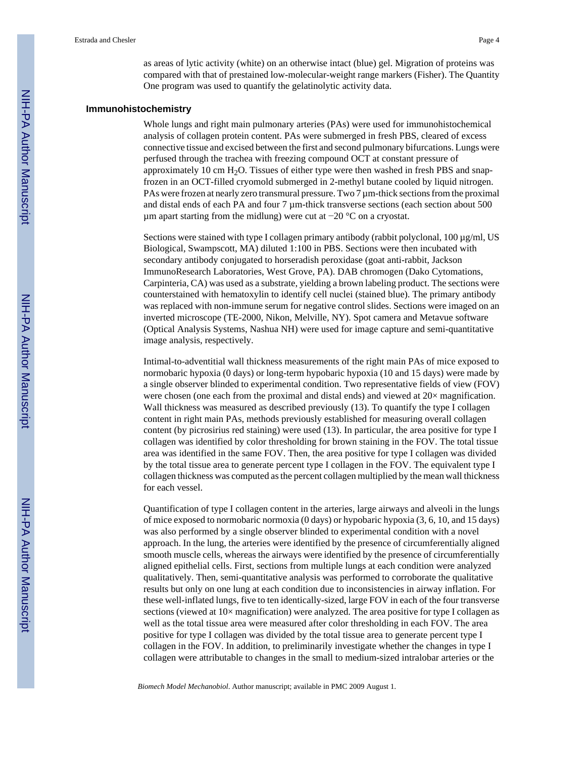as areas of lytic activity (white) on an otherwise intact (blue) gel. Migration of proteins was compared with that of prestained low-molecular-weight range markers (Fisher). The Quantity One program was used to quantify the gelatinolytic activity data.

## Immunohistochemistry

Whole lungs and right main pulmonary arteries (PAs) were used for immunohistochemical analysis of collagen protein content. PAs were submerged in fresh PBS, cleared of excess connective tissue and excised between the first and second pulmonary bifurcations. Lungs were perfused through the trachea with freezing compound OCT at constant pressure of approximately 10 cm $H_2O$. Tissues of either type were then washed in fresh PBS and snap-frozen in an OCT-filled cryomold submerged in 2-methyl butane cooled by liquid nitrogen. PAs were frozen at nearly zero transmural pressure. Two 7 µm-thick sections from the proximal and distal ends of each PA and four 7 µm-thick transverse sections (each section about 500 µm apart starting from the midlung) were cut at −20 °C on a cryostat.

Sections were stained with type I collagen primary antibody (rabbit polyclonal, 100 µg/ml, US Biological, Swampscott, MA) diluted 1:100 in PBS. Sections were then incubated with secondary antibody conjugated to horseradish peroxidase (goat anti-rabbit, Jackson ImmunoResearch Laboratories, West Grove, PA). DAB chromogen (Dako Cytomations, Carpinteria, CA) was used as a substrate, yielding a brown labeling product. The sections were counterstained with hematoxylin to identify cell nuclei (stained blue). The primary antibody was replaced with non-immune serum for negative control slides. Sections were imaged on an inverted microscope (TE-2000, Nikon, Melville, NY). Spot camera and Metavue software (Optical Analysis Systems, Nashua NH) were used for image capture and semi-quantitative image analysis, respectively.

Intimal-to-adventitial wall thickness measurements of the right main PAs of mice exposed to normobaric hypoxia (0 days) or long-term hypobaric hypoxia (10 and 15 days) were made by a single observer blinded to experimental condition. Two representative fields of view (FOV) were chosen (one each from the proximal and distal ends) and viewed at 20× magnification. Wall thickness was measured as described previously (13). To quantify the type I collagen content in right main PAs, methods previously established for measuring overall collagen content (by picrosirius red staining) were used (13). In particular, the area positive for type I collagen was identified by color thresholding for brown staining in the FOV. The total tissue area was identified in the same FOV. Then, the area positive for type I collagen was divided by the total tissue area to generate percent type I collagen in the FOV. The equivalent type I collagen thickness was computed as the percent collagen multiplied by the mean wall thickness for each vessel.

Quantification of type I collagen content in the arteries, large airways and alveoli in the lungs of mice exposed to normobaric normoxia (0 days) or hypobaric hypoxia (3, 6, 10, and 15 days) was also performed by a single observer blinded to experimental condition with a novel approach. In the lung, the arteries were identified by the presence of circumferentially aligned smooth muscle cells, whereas the airways were identified by the presence of circumferentially aligned epithelial cells. First, sections from multiple lungs at each condition were analyzed qualitatively. Then, semi-quantitative analysis was performed to corroborate the qualitative results but only on one lung at each condition due to inconsistencies in airway inflation. For these well-inflated lungs, five to ten identically-sized, large FOV in each of the four transverse sections (viewed at 10× magnification) were analyzed. The area positive for type I collagen as well as the total tissue area were measured after color thresholding in each FOV. The area positive for type I collagen was divided by the total tissue area to generate percent type I collagen in the FOV. In addition, to preliminarily investigate whether the changes in type I collagen were attributable to changes in the small to medium-sized intralobar arteries or the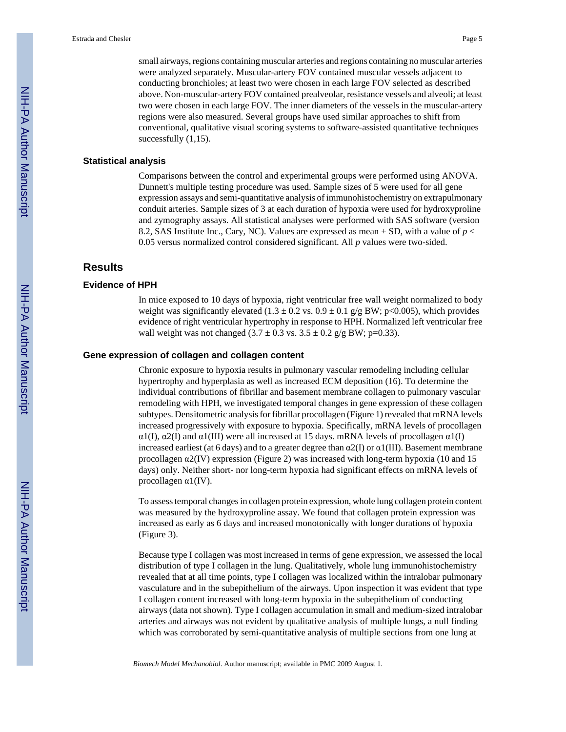small airways, regions containing muscular arteries and regions containing no muscular arteries were analyzed separately. Muscular-artery FOV contained muscular vessels adjacent to conducting bronchioles; at least two were chosen in each large FOV selected as described above. Non-muscular-artery FOV contained prealveolar, resistance vessels and alveoli; at least two were chosen in each large FOV. The inner diameters of the vessels in the muscular-artery regions were also measured. Several groups have used similar approaches to shift from conventional, qualitative visual scoring systems to software-assisted quantitative techniques successfully (1,15).

### Statistical analysis

Comparisons between the control and experimental groups were performed using ANOVA. Dunnett's multiple testing procedure was used. Sample sizes of 5 were used for all gene expression assays and semi-quantitative analysis of immunohistochemistry on extrapulmonary conduit arteries. Sample sizes of 3 at each duration of hypoxia were used for hydroxyproline and zymography assays. All statistical analyses were performed with SAS software (version 8.2, SAS Institute Inc., Cary, NC). Values are expressed as mean + SD, with a value of $p < 0.05$ versus normalized control considered significant. All $p$ values were two-sided.

## Results

### Evidence of HPH

In mice exposed to 10 days of hypoxia, right ventricular free wall weight normalized to body weight was significantly elevated ($1.3 \pm 0.2$ vs. $0.9 \pm 0.1$ g/g BW; $p<0.005$), which provides evidence of right ventricular hypertrophy in response to HPH. Normalized left ventricular free wall weight was not changed ($3.7 \pm 0.3$ vs. $3.5 \pm 0.2$ g/g BW; $p=0.33$).

### Gene expression of collagen and collagen content

Chronic exposure to hypoxia results in pulmonary vascular remodeling including cellular hypertrophy and hyperplasia as well as increased ECM deposition (16). To determine the individual contributions of fibrillar and basement membrane collagen to pulmonary vascular remodeling with HPH, we investigated temporal changes in gene expression of these collagen subtypes. Densitometric analysis for fibrillar procollagen (Figure 1) revealed that mRNA levels increased progressively with exposure to hypoxia. Specifically, mRNA levels of procollagen $\alpha1$(I), $\alpha2$(I) and $\alpha1$(III) were all increased at 15 days. mRNA levels of procollagen $\alpha1$(I) increased earliest (at 6 days) and to a greater degree than $\alpha2$(I) or $\alpha1$(III). Basement membrane procollagen $\alpha2$(IV) expression (Figure 2) was increased with long-term hypoxia (10 and 15 days) only. Neither short- nor long-term hypoxia had significant effects on mRNA levels of procollagen $\alpha1$(IV).

To assess temporal changes in collagen protein expression, whole lung collagen protein content was measured by the hydroxyproline assay. We found that collagen protein expression was increased as early as 6 days and increased monotonically with longer durations of hypoxia (Figure 3).

Because type I collagen was most increased in terms of gene expression, we assessed the local distribution of type I collagen in the lung. Qualitatively, whole lung immunohistochemistry revealed that at all time points, type I collagen was localized within the intralobar pulmonary vasculature and in the subepithelium of the airways. Upon inspection it was evident that type I collagen content increased with long-term hypoxia in the subepithelium of conducting airways (data not shown). Type I collagen accumulation in small and medium-sized intralobar arteries and airways was not evident by qualitative analysis of multiple lungs, a null finding which was corroborated by semi-quantitative analysis of multiple sections from one lung at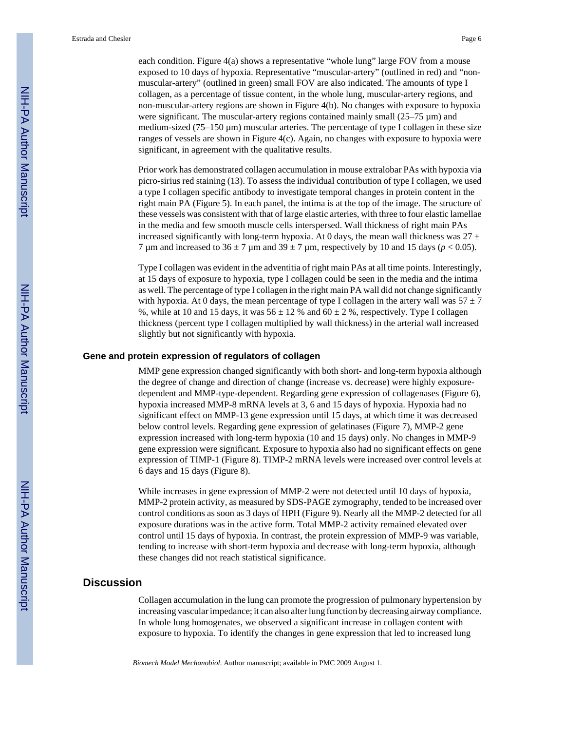each condition. Figure 4(a) shows a representative "whole lung" large FOV from a mouse exposed to 10 days of hypoxia. Representative "muscular-artery" (outlined in red) and "non-muscular-artery" (outlined in green) small FOV are also indicated. The amounts of type I collagen, as a percentage of tissue content, in the whole lung, muscular-artery regions, and non-muscular-artery regions are shown in Figure 4(b). No changes with exposure to hypoxia were significant. The muscular-artery regions contained mainly small (25–75 μm) and medium-sized (75–150 μm) muscular arteries. The percentage of type I collagen in these size ranges of vessels are shown in Figure 4(c). Again, no changes with exposure to hypoxia were significant, in agreement with the qualitative results.

Prior work has demonstrated collagen accumulation in mouse extralobar PAs with hypoxia via picro-sirius red staining (13). To assess the individual contribution of type I collagen, we used a type I collagen specific antibody to investigate temporal changes in protein content in the right main PA (Figure 5). In each panel, the intima is at the top of the image. The structure of these vessels was consistent with that of large elastic arteries, with three to four elastic lamellae in the media and few smooth muscle cells interspersed. Wall thickness of right main PAs increased significantly with long-term hypoxia. At 0 days, the mean wall thickness was $27 \pm 7$ μm and increased to $36 \pm 7$ μm and $39 \pm 7$ μm, respectively by 10 and 15 days ($p < 0.05$).

Type I collagen was evident in the adventitia of right main PAs at all time points. Interestingly, at 15 days of exposure to hypoxia, type I collagen could be seen in the media and the intima as well. The percentage of type I collagen in the right main PA wall did not change significantly with hypoxia. At 0 days, the mean percentage of type I collagen in the artery wall was $57 \pm 7$ %, while at 10 and 15 days, it was $56 \pm 12$ % and $60 \pm 2$ %, respectively. Type I collagen thickness (percent type I collagen multiplied by wall thickness) in the arterial wall increased slightly but not significantly with hypoxia.

### Gene and protein expression of regulators of collagen

MMP gene expression changed significantly with both short- and long-term hypoxia although the degree of change and direction of change (increase vs. decrease) were highly exposure-dependent and MMP-type-dependent. Regarding gene expression of collagenases (Figure 6), hypoxia increased MMP-8 mRNA levels at 3, 6 and 15 days of hypoxia. Hypoxia had no significant effect on MMP-13 gene expression until 15 days, at which time it was decreased below control levels. Regarding gene expression of gelatinases (Figure 7), MMP-2 gene expression increased with long-term hypoxia (10 and 15 days) only. No changes in MMP-9 gene expression were significant. Exposure to hypoxia also had no significant effects on gene expression of TIMP-1 (Figure 8). TIMP-2 mRNA levels were increased over control levels at 6 days and 15 days (Figure 8).

While increases in gene expression of MMP-2 were not detected until 10 days of hypoxia, MMP-2 protein activity, as measured by SDS-PAGE zymography, tended to be increased over control conditions as soon as 3 days of HPH (Figure 9). Nearly all the MMP-2 detected for all exposure durations was in the active form. Total MMP-2 activity remained elevated over control until 15 days of hypoxia. In contrast, the protein expression of MMP-9 was variable, tending to increase with short-term hypoxia and decrease with long-term hypoxia, although these changes did not reach statistical significance.

## Discussion

Collagen accumulation in the lung can promote the progression of pulmonary hypertension by increasing vascular impedance; it can also alter lung function by decreasing airway compliance. In whole lung homogenates, we observed a significant increase in collagen content with exposure to hypoxia. To identify the changes in gene expression that led to increased lung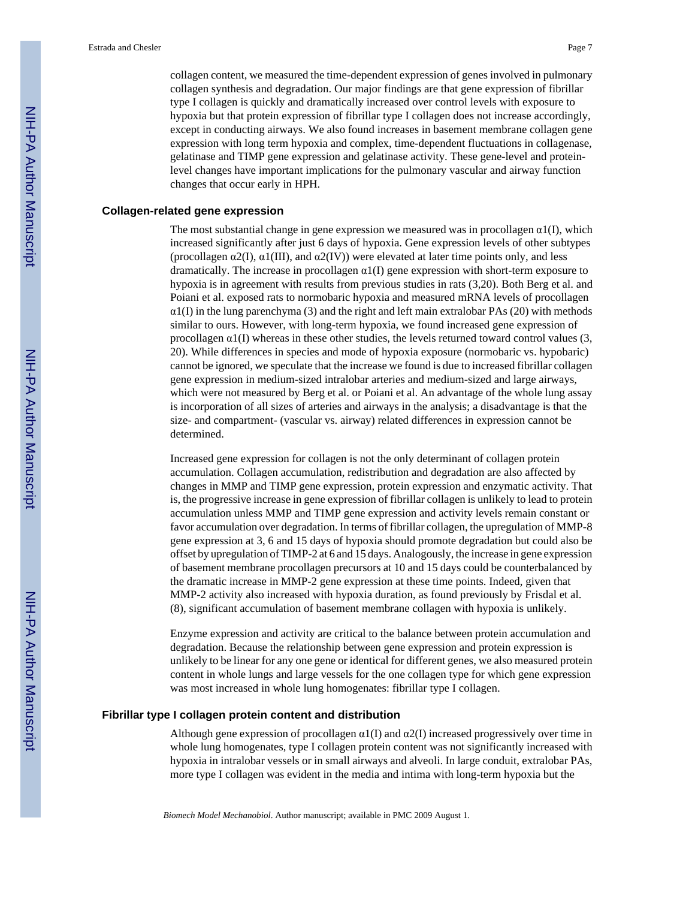collagen content, we measured the time-dependent expression of genes involved in pulmonary collagen synthesis and degradation. Our major findings are that gene expression of fibrillar type I collagen is quickly and dramatically increased over control levels with exposure to hypoxia but that protein expression of fibrillar type I collagen does not increase accordingly, except in conducting airways. We also found increases in basement membrane collagen gene expression with long term hypoxia and complex, time-dependent fluctuations in collagenase, gelatinase and TIMP gene expression and gelatinase activity. These gene-level and protein-level changes have important implications for the pulmonary vascular and airway function changes that occur early in HPH.

## Collagen-related gene expression

The most substantial change in gene expression we measured was in procollagen α1(I), which increased significantly after just 6 days of hypoxia. Gene expression levels of other subtypes (procollagen α2(I), α1(III), and α2(IV)) were elevated at later time points only, and less dramatically. The increase in procollagen α1(I) gene expression with short-term exposure to hypoxia is in agreement with results from previous studies in rats (3,20). Both Berg et al. and Poiani et al. exposed rats to normobaric hypoxia and measured mRNA levels of procollagen α1(I) in the lung parenchyma (3) and the right and left main extralobar PAs (20) with methods similar to ours. However, with long-term hypoxia, we found increased gene expression of procollagen α1(I) whereas in these other studies, the levels returned toward control values (3, 20). While differences in species and mode of hypoxia exposure (normobaric vs. hypobaric) cannot be ignored, we speculate that the increase we found is due to increased fibrillar collagen gene expression in medium-sized intralobar arteries and medium-sized and large airways, which were not measured by Berg et al. or Poiani et al. An advantage of the whole lung assay is incorporation of all sizes of arteries and airways in the analysis; a disadvantage is that the size- and compartment- (vascular vs. airway) related differences in expression cannot be determined.

Increased gene expression for collagen is not the only determinant of collagen protein accumulation. Collagen accumulation, redistribution and degradation are also affected by changes in MMP and TIMP gene expression, protein expression and enzymatic activity. That is, the progressive increase in gene expression of fibrillar collagen is unlikely to lead to protein accumulation unless MMP and TIMP gene expression and activity levels remain constant or favor accumulation over degradation. In terms of fibrillar collagen, the upregulation of MMP-8 gene expression at 3, 6 and 15 days of hypoxia should promote degradation but could also be offset by upregulation of TIMP-2 at 6 and 15 days. Analogously, the increase in gene expression of basement membrane procollagen precursors at 10 and 15 days could be counterbalanced by the dramatic increase in MMP-2 gene expression at these time points. Indeed, given that MMP-2 activity also increased with hypoxia duration, as found previously by Frisdal et al. (8), significant accumulation of basement membrane collagen with hypoxia is unlikely.

Enzyme expression and activity are critical to the balance between protein accumulation and degradation. Because the relationship between gene expression and protein expression is unlikely to be linear for any one gene or identical for different genes, we also measured protein content in whole lungs and large vessels for the one collagen type for which gene expression was most increased in whole lung homogenates: fibrillar type I collagen.

## Fibrillar type I collagen protein content and distribution

Although gene expression of procollagen α1(I) and α2(I) increased progressively over time in whole lung homogenates, type I collagen protein content was not significantly increased with hypoxia in intralobar vessels or in small airways and alveoli. In large conduit, extralobar PAs, more type I collagen was evident in the media and intima with long-term hypoxia but the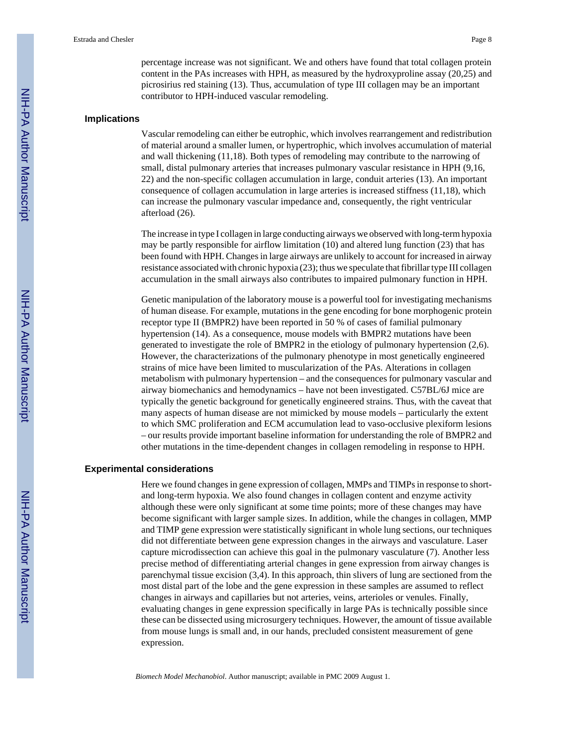percentage increase was not significant. We and others have found that total collagen protein content in the PAs increases with HPH, as measured by the hydroxyproline assay (20,25) and picrosirius red staining (13). Thus, accumulation of type III collagen may be an important contributor to HPH-induced vascular remodeling.

### Implications

Vascular remodeling can either be eutrophic, which involves rearrangement and redistribution of material around a smaller lumen, or hypertrophic, which involves accumulation of material and wall thickening (11,18). Both types of remodeling may contribute to the narrowing of small, distal pulmonary arteries that increases pulmonary vascular resistance in HPH (9,16, 22) and the non-specific collagen accumulation in large, conduit arteries (13). An important consequence of collagen accumulation in large arteries is increased stiffness (11,18), which can increase the pulmonary vascular impedance and, consequently, the right ventricular afterload (26).

The increase in type I collagen in large conducting airways we observed with long-term hypoxia may be partly responsible for airflow limitation (10) and altered lung function (23) that has been found with HPH. Changes in large airways are unlikely to account for increased in airway resistance associated with chronic hypoxia (23); thus we speculate that fibrillar type III collagen accumulation in the small airways also contributes to impaired pulmonary function in HPH.

Genetic manipulation of the laboratory mouse is a powerful tool for investigating mechanisms of human disease. For example, mutations in the gene encoding for bone morphogenic protein receptor type II (BMPR2) have been reported in 50 % of cases of familial pulmonary hypertension (14). As a consequence, mouse models with BMPR2 mutations have been generated to investigate the role of BMPR2 in the etiology of pulmonary hypertension (2,6). However, the characterizations of the pulmonary phenotype in most genetically engineered strains of mice have been limited to muscularization of the PAs. Alterations in collagen metabolism with pulmonary hypertension – and the consequences for pulmonary vascular and airway biomechanics and hemodynamics – have not been investigated. C57BL/6J mice are typically the genetic background for genetically engineered strains. Thus, with the caveat that many aspects of human disease are not mimicked by mouse models – particularly the extent to which SMC proliferation and ECM accumulation lead to vaso-occlusive plexiform lesions – our results provide important baseline information for understanding the role of BMPR2 and other mutations in the time-dependent changes in collagen remodeling in response to HPH.

### Experimental considerations

Here we found changes in gene expression of collagen, MMPs and TIMPs in response to short- and long-term hypoxia. We also found changes in collagen content and enzyme activity although these were only significant at some time points; more of these changes may have become significant with larger sample sizes. In addition, while the changes in collagen, MMP and TIMP gene expression were statistically significant in whole lung sections, our techniques did not differentiate between gene expression changes in the airways and vasculature. Laser capture microdissection can achieve this goal in the pulmonary vasculature (7). Another less precise method of differentiating arterial changes in gene expression from airway changes is parenchymal tissue excision (3,4). In this approach, thin slivers of lung are sectioned from the most distal part of the lobe and the gene expression in these samples are assumed to reflect changes in airways and capillaries but not arteries, veins, arterioles or venules. Finally, evaluating changes in gene expression specifically in large PAs is technically possible since these can be dissected using microsurgery techniques. However, the amount of tissue available from mouse lungs is small and, in our hands, precluded consistent measurement of gene expression.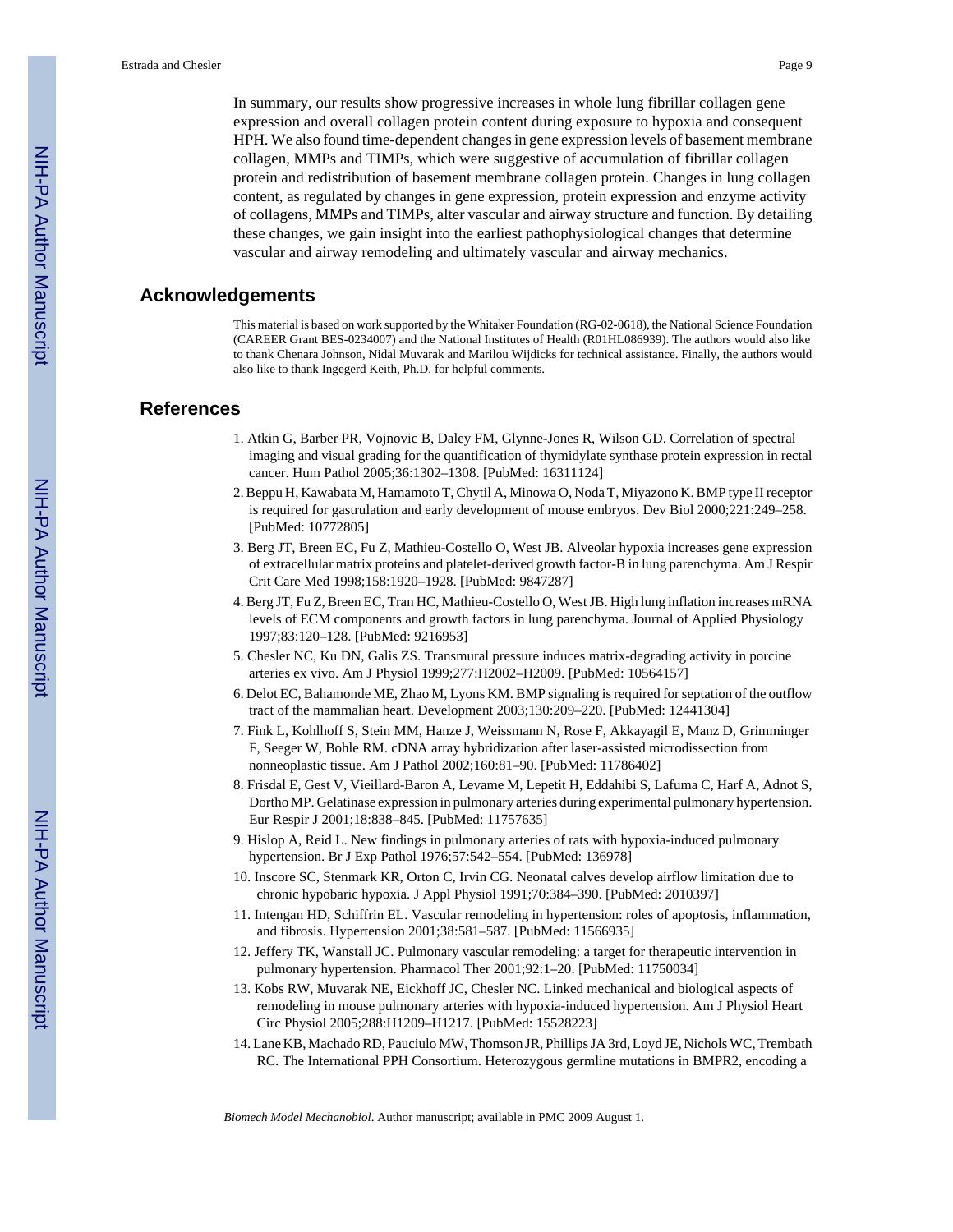In summary, our results show progressive increases in whole lung fibrillar collagen gene expression and overall collagen protein content during exposure to hypoxia and consequent HPH. We also found time-dependent changes in gene expression levels of basement membrane collagen, MMPs and TIMPs, which were suggestive of accumulation of fibrillar collagen protein and redistribution of basement membrane collagen protein. Changes in lung collagen content, as regulated by changes in gene expression, protein expression and enzyme activity of collagens, MMPs and TIMPs, alter vascular and airway structure and function. By detailing these changes, we gain insight into the earliest pathophysiological changes that determine vascular and airway remodeling and ultimately vascular and airway mechanics.

## Acknowledgements

This material is based on work supported by the Whitaker Foundation (RG-02-0618), the National Science Foundation (CAREER Grant BES-0234007) and the National Institutes of Health (R01HL086939). The authors would also like to thank Chenara Johnson, Nidal Muvarak and Marilou Wijdicks for technical assistance. Finally, the authors would also like to thank Ingegerd Keith, Ph.D. for helpful comments.

## References

1. Atkin G, Barber PR, Vojnovic B, Daley FM, Glynne-Jones R, Wilson GD. Correlation of spectral imaging and visual grading for the quantification of thymidylate synthase protein expression in rectal cancer. Hum Pathol 2005;36:1302–1308. [PubMed: 16311124]
2. Beppu H, Kawabata M, Hamamoto T, Chytil A, Minowa O, Noda T, Miyazono K. BMP type II receptor is required for gastrulation and early development of mouse embryos. Dev Biol 2000;221:249–258. [PubMed: 10772805]
3. Berg JT, Breen EC, Fu Z, Mathieu-Costello O, West JB. Alveolar hypoxia increases gene expression of extracellular matrix proteins and platelet-derived growth factor-B in lung parenchyma. Am J Respir Crit Care Med 1998;158:1920–1928. [PubMed: 9847287]
4. Berg JT, Fu Z, Breen EC, Tran HC, Mathieu-Costello O, West JB. High lung inflation increases mRNA levels of ECM components and growth factors in lung parenchyma. Journal of Applied Physiology 1997;83:120–128. [PubMed: 9216953]
5. Chesler NC, Ku DN, Galis ZS. Transmural pressure induces matrix-degrading activity in porcine arteries ex vivo. Am J Physiol 1999;277:H2002–H2009. [PubMed: 10564157]
6. Delot EC, Bahamonde ME, Zhao M, Lyons KM. BMP signaling is required for septation of the outflow tract of the mammalian heart. Development 2003;130:209–220. [PubMed: 12441304]
7. Fink L, Kohlhoff S, Stein MM, Hanze J, Weissmann N, Rose F, Akkayagil E, Manz D, Grimminger F, Seeger W, Bohle RM. cDNA array hybridization after laser-assisted microdissection from nonneoplastic tissue. Am J Pathol 2002;160:81–90. [PubMed: 11786402]
8. Frisdal E, Gest V, Vieillard-Baron A, Levame M, Lepetit H, Eddahibi S, Lafuma C, Harf A, Adnot S, Dortho MP. Gelatinase expression in pulmonary arteries during experimental pulmonary hypertension. Eur Respir J 2001;18:838–845. [PubMed: 11757635]
9. Hislop A, Reid L. New findings in pulmonary arteries of rats with hypoxia-induced pulmonary hypertension. Br J Exp Pathol 1976;57:542–554. [PubMed: 136978]
10. Inscore SC, Stenmark KR, Orton C, Irvin CG. Neonatal calves develop airflow limitation due to chronic hypobaric hypoxia. J Appl Physiol 1991;70:384–390. [PubMed: 2010397]
11. Intengan HD, Schiffrin EL. Vascular remodeling in hypertension: roles of apoptosis, inflammation, and fibrosis. Hypertension 2001;38:581–587. [PubMed: 11566935]
12. Jeffery TK, Wanstall JC. Pulmonary vascular remodeling: a target for therapeutic intervention in pulmonary hypertension. Pharmacol Ther 2001;92:1–20. [PubMed: 11750034]
13. Kobs RW, Muvarak NE, Eickhoff JC, Chesler NC. Linked mechanical and biological aspects of remodeling in mouse pulmonary arteries with hypoxia-induced hypertension. Am J Physiol Heart Circ Physiol 2005;288:H1209–H1217. [PubMed: 15528223]
14. Lane KB, Machado RD, Pauciulo MW, Thomson JR, Phillips JA 3rd, Loyd JE, Nichols WC, Trembath RC. The International PPH Consortium. Heterozygous germline mutations in BMPR2, encoding a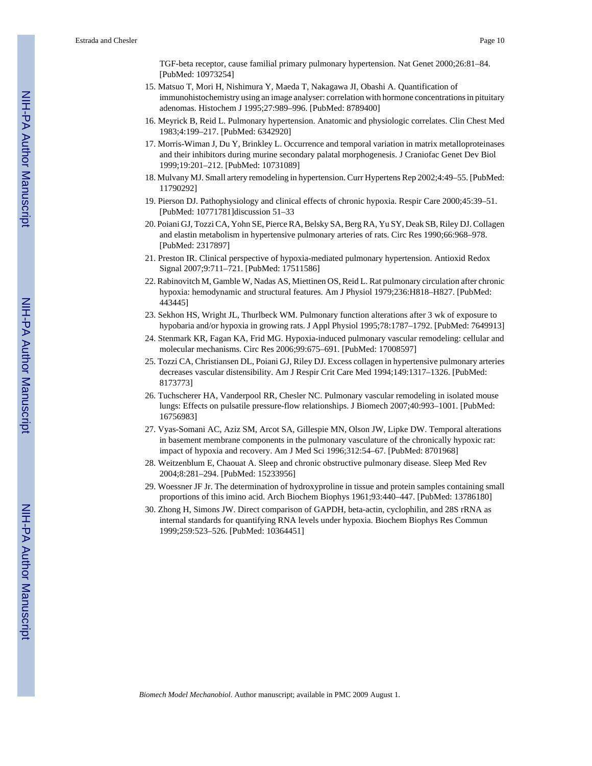TGF-beta receptor, cause familial primary pulmonary hypertension. Nat Genet 2000;26:81–84. [PubMed: 10973254]

15. Matsuo T, Mori H, Nishimura Y, Maeda T, Nakagawa JI, Obashi A. Quantification of immunohistochemistry using an image analyser: correlation with hormone concentrations in pituitary adenomas. Histochem J 1995;27:989–996. [PubMed: 8789400]
16. Meyrick B, Reid L. Pulmonary hypertension. Anatomic and physiologic correlates. Clin Chest Med 1983;4:199–217. [PubMed: 6342920]
17. Morris-Wiman J, Du Y, Brinkley L. Occurrence and temporal variation in matrix metalloproteinases and their inhibitors during murine secondary palatal morphogenesis. J Craniofac Genet Dev Biol 1999;19:201–212. [PubMed: 10731089]
18. Mulvany MJ. Small artery remodeling in hypertension. Curr Hypertens Rep 2002;4:49–55. [PubMed: 11790292]
19. Pierson DJ. Pathophysiology and clinical effects of chronic hypoxia. Respir Care 2000;45:39–51. [PubMed: 10771781]discussion 51–33
20. Poiani GJ, Tozzi CA, Yohn SE, Pierce RA, Belsky SA, Berg RA, Yu SY, Deak SB, Riley DJ. Collagen and elastin metabolism in hypertensive pulmonary arteries of rats. Circ Res 1990;66:968–978. [PubMed: 2317897]
21. Preston IR. Clinical perspective of hypoxia-mediated pulmonary hypertension. Antioxid Redox Signal 2007;9:711–721. [PubMed: 17511586]
22. Rabinovitch M, Gamble W, Nadas AS, Miettinen OS, Reid L. Rat pulmonary circulation after chronic hypoxia: hemodynamic and structural features. Am J Physiol 1979;236:H818–H827. [PubMed: 443445]
23. Sekhon HS, Wright JL, Thurlbeck WM. Pulmonary function alterations after 3 wk of exposure to hypobaria and/or hypoxia in growing rats. J Appl Physiol 1995;78:1787–1792. [PubMed: 7649913]
24. Stenmark KR, Fagan KA, Frid MG. Hypoxia-induced pulmonary vascular remodeling: cellular and molecular mechanisms. Circ Res 2006;99:675–691. [PubMed: 17008597]
25. Tozzi CA, Christiansen DL, Poiani GJ, Riley DJ. Excess collagen in hypertensive pulmonary arteries decreases vascular distensibility. Am J Respir Crit Care Med 1994;149:1317–1326. [PubMed: 8173773]
26. Tuchscherer HA, Vanderpool RR, Chesler NC. Pulmonary vascular remodeling in isolated mouse lungs: Effects on pulsatile pressure-flow relationships. J Biomech 2007;40:993–1001. [PubMed: 16756983]
27. Vyas-Somani AC, Aziz SM, Arcot SA, Gillespie MN, Olson JW, Lipke DW. Temporal alterations in basement membrane components in the pulmonary vasculature of the chronically hypoxic rat: impact of hypoxia and recovery. Am J Med Sci 1996;312:54–67. [PubMed: 8701968]
28. Weitzenblum E, Chaouat A. Sleep and chronic obstructive pulmonary disease. Sleep Med Rev 2004;8:281–294. [PubMed: 15233956]
29. Woessner JF Jr. The determination of hydroxyproline in tissue and protein samples containing small proportions of this imino acid. Arch Biochem Biophys 1961;93:440–447. [PubMed: 13786180]
30. Zhong H, Simons JW. Direct comparison of GAPDH, beta-actin, cyclophilin, and 28S rRNA as internal standards for quantifying RNA levels under hypoxia. Biochem Biophys Res Commun 1999;259:523–526. [PubMed: 10364451]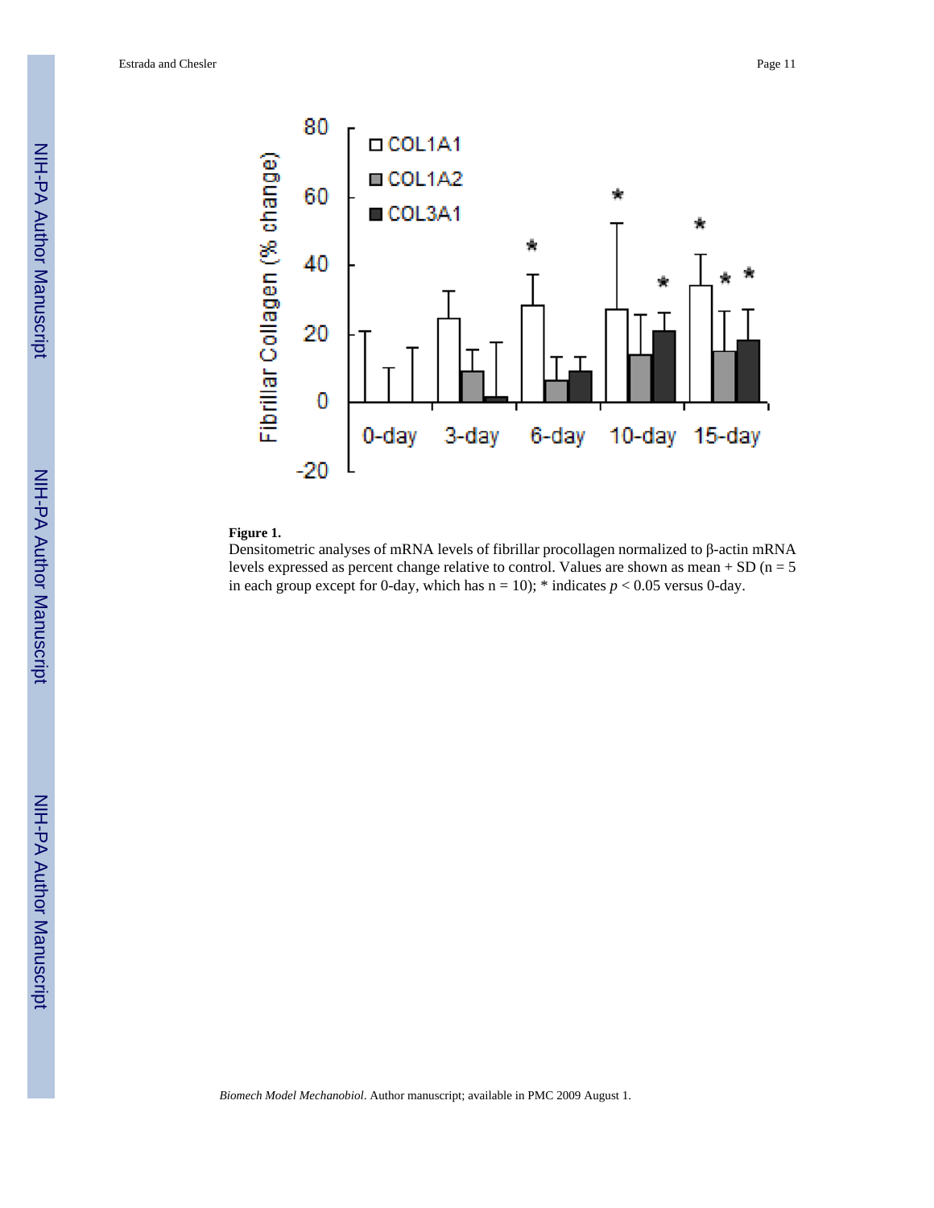**Figure 1.**

Densitometric analyses of mRNA levels of fibrillar procollagen normalized to β-actin mRNA levels expressed as percent change relative to control. Values are shown as mean + SD (n = 5 in each group except for 0-day, which has n = 10); * indicates $p < 0.05$ versus 0-day.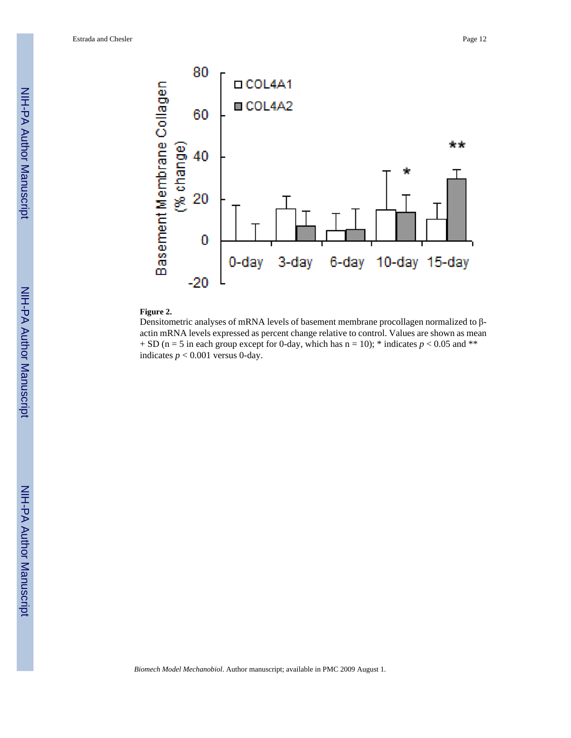**Figure 2.**

Densitometric analyses of mRNA levels of basement membrane procollagen normalized to β-actin mRNA levels expressed as percent change relative to control. Values are shown as mean + SD (n = 5 in each group except for 0-day, which has n = 10); * indicates $p < 0.05$ and ** indicates $p < 0.001$ versus 0-day.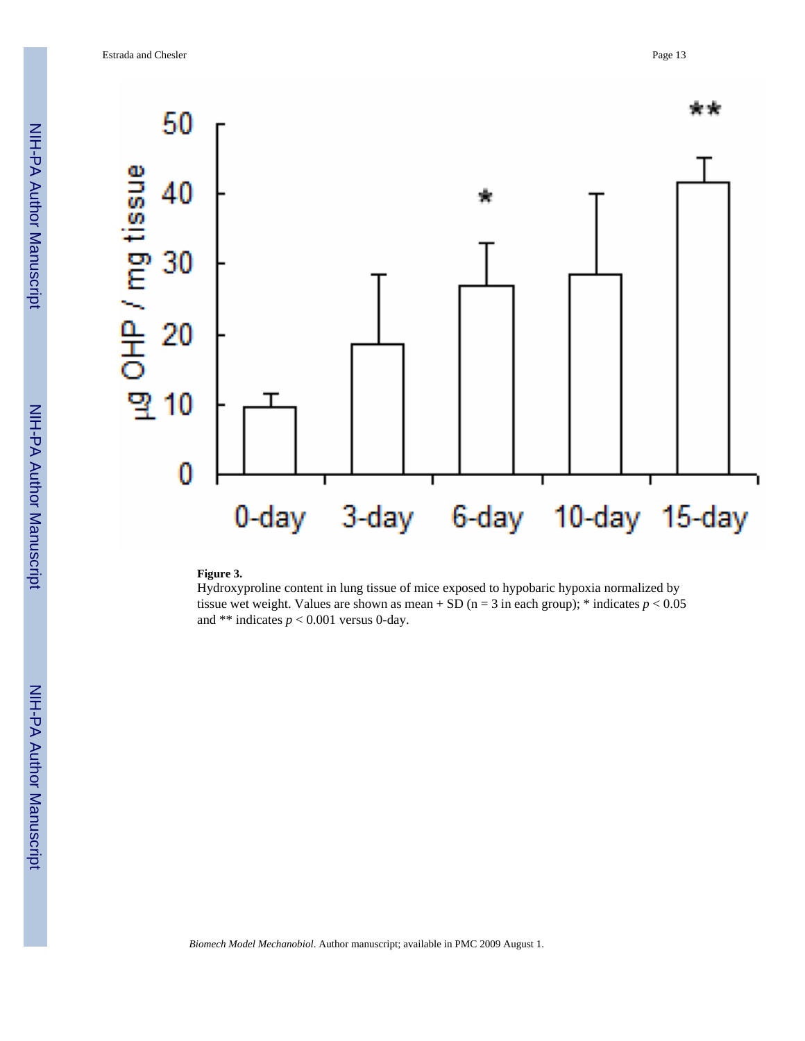**Figure 3.**

Hydroxyproline content in lung tissue of mice exposed to hypobaric hypoxia normalized by tissue wet weight. Values are shown as mean + SD (n = 3 in each group); * indicates $p < 0.05$ and ** indicates $p < 0.001$ versus 0-day.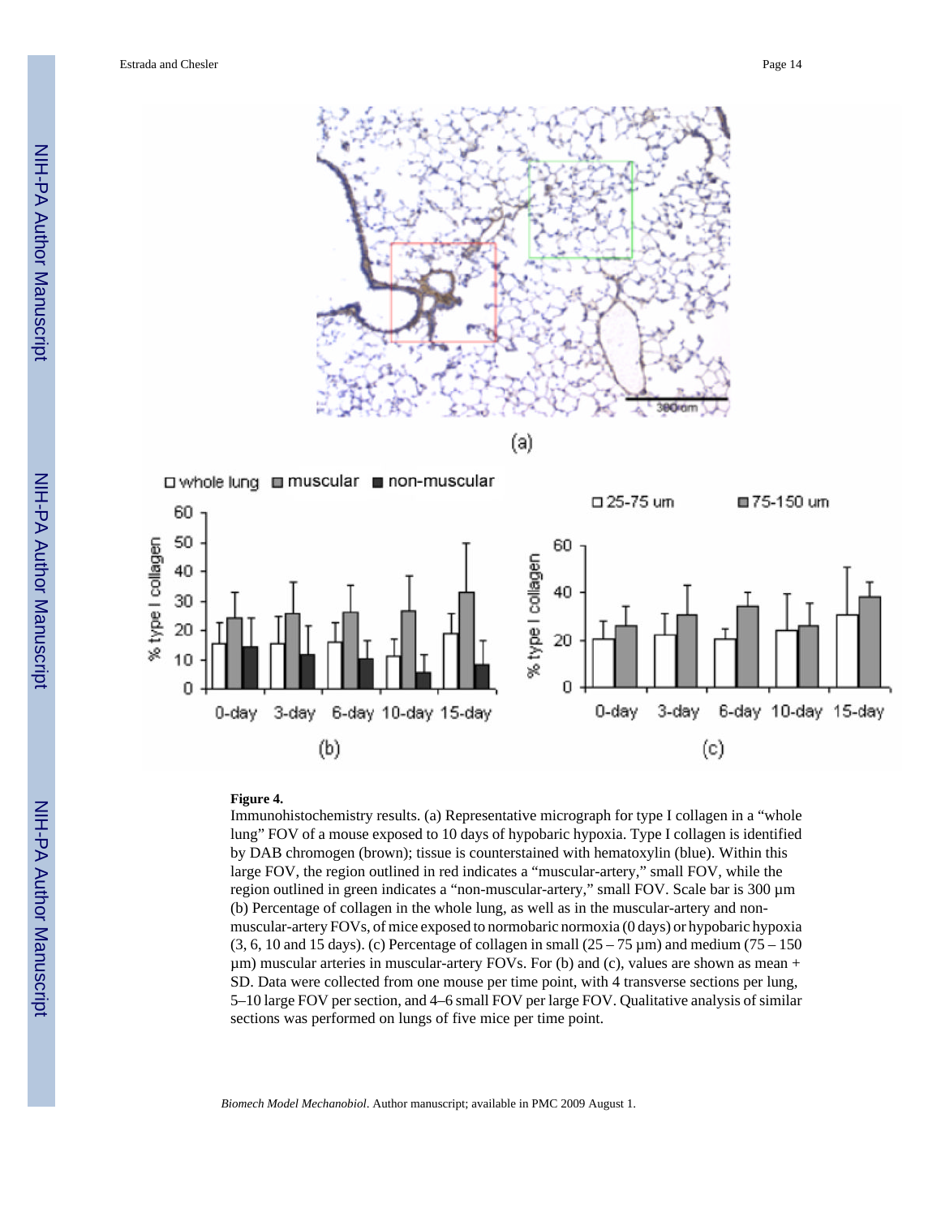**Figure 4.**

Immunohistochemistry results. (a) Representative micrograph for type I collagen in a “whole lung” FOV of a mouse exposed to 10 days of hypobaric hypoxia. Type I collagen is identified by DAB chromogen (brown); tissue is counterstained with hematoxylin (blue). Within this large FOV, the region outlined in red indicates a “muscular-artery,” small FOV, while the region outlined in green indicates a “non-muscular-artery,” small FOV. Scale bar is 300 µm (b) Percentage of collagen in the whole lung, as well as in the muscular-artery and non-muscular-artery FOVs, of mice exposed to normobaric normoxia (0 days) or hypobaric hypoxia (3, 6, 10 and 15 days). (c) Percentage of collagen in small (25 – 75 µm) and medium (75 – 150 µm) muscular arteries in muscular-artery FOVs. For (b) and (c), values are shown as mean + SD. Data were collected from one mouse per time point, with 4 transverse sections per lung, 5–10 large FOV per section, and 4–6 small FOV per large FOV. Qualitative analysis of similar sections was performed on lungs of five mice per time point.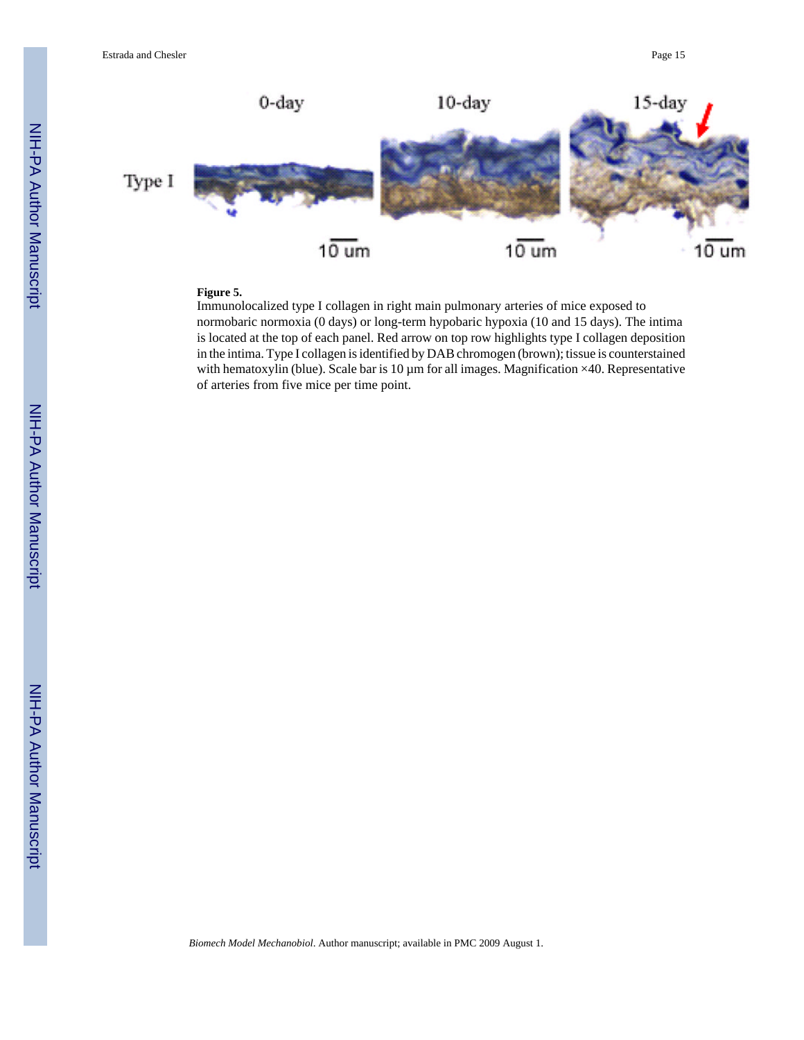**Figure 5.**

Immunolocalized type I collagen in right main pulmonary arteries of mice exposed to normobaric normoxia (0 days) or long-term hypobaric hypoxia (10 and 15 days). The intima is located at the top of each panel. Red arrow on top row highlights type I collagen deposition in the intima. Type I collagen is identified by DAB chromogen (brown); tissue is counterstained with hematoxylin (blue). Scale bar is 10 μm for all images. Magnification ×40. Representative of arteries from five mice per time point.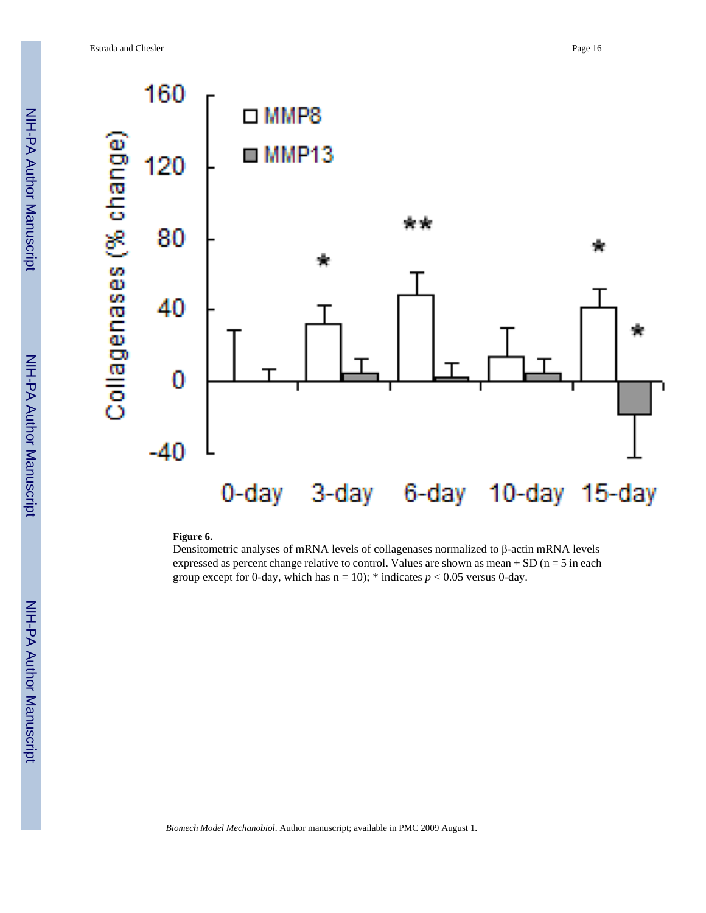**Figure 6.**

Densitometric analyses of mRNA levels of collagenases normalized to β-actin mRNA levels expressed as percent change relative to control. Values are shown as mean + SD (n = 5 in each group except for 0-day, which has n = 10); * indicates $p < 0.05$ versus 0-day.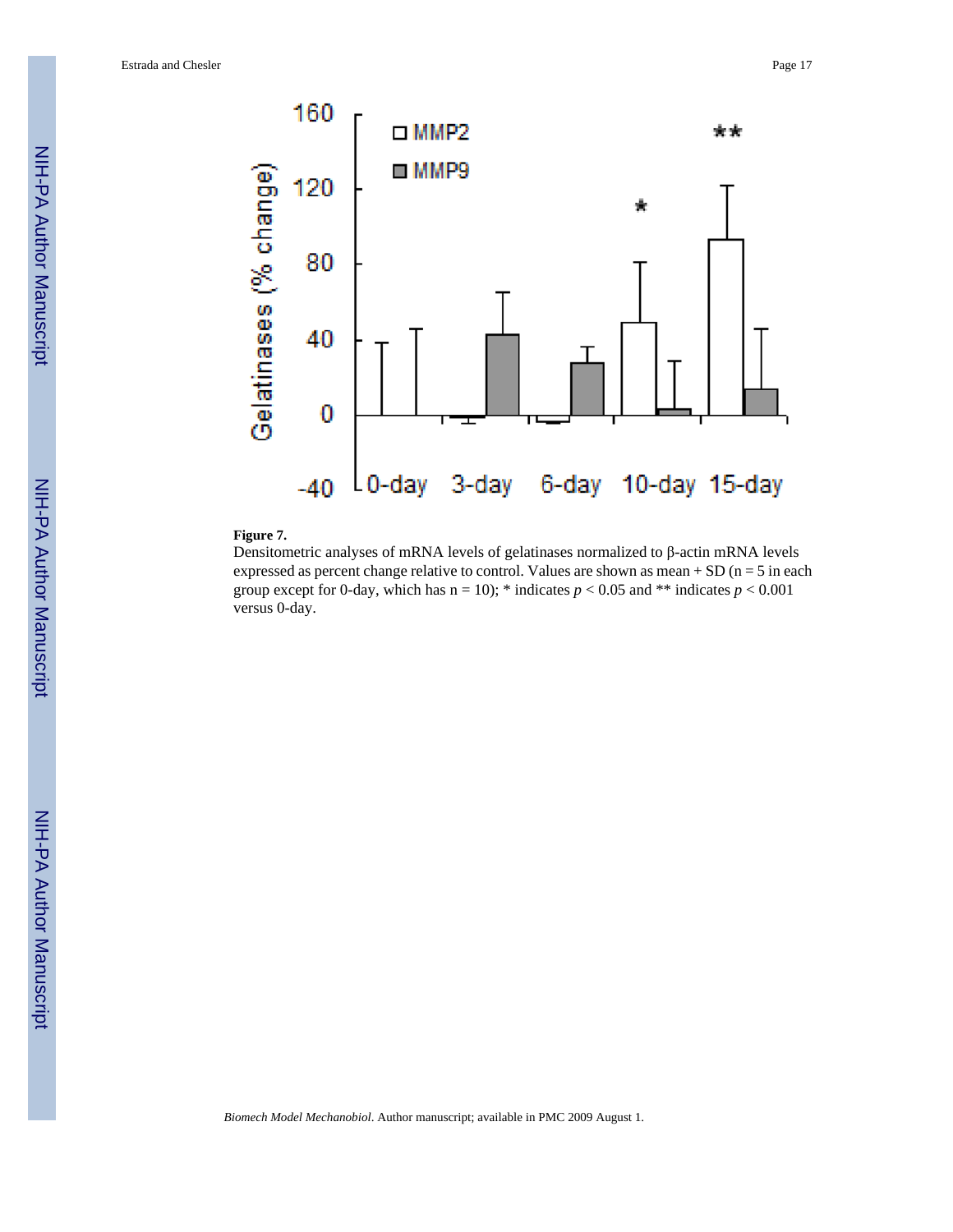**Figure 7.**

Densitometric analyses of mRNA levels of gelatinases normalized to β-actin mRNA levels expressed as percent change relative to control. Values are shown as mean + SD (n = 5 in each group except for 0-day, which has n = 10); * indicates $p < 0.05$ and ** indicates $p < 0.001$ versus 0-day.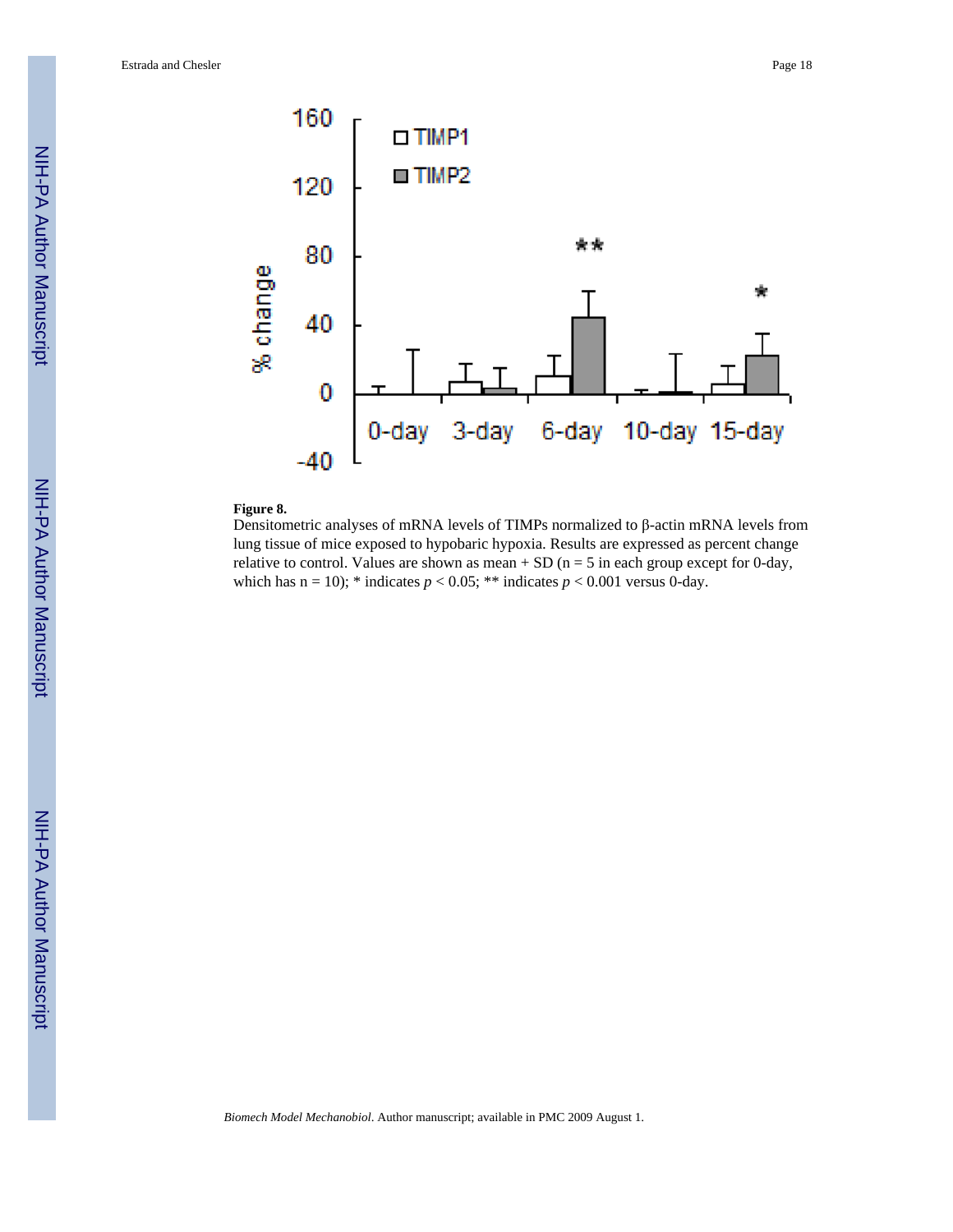**Figure 8.**

Densitometric analyses of mRNA levels of TIMPs normalized to β-actin mRNA levels from lung tissue of mice exposed to hypobaric hypoxia. Results are expressed as percent change relative to control. Values are shown as mean + SD (n = 5 in each group except for 0-day, which has n = 10); * indicates $p < 0.05$; ** indicates $p < 0.001$ versus 0-day.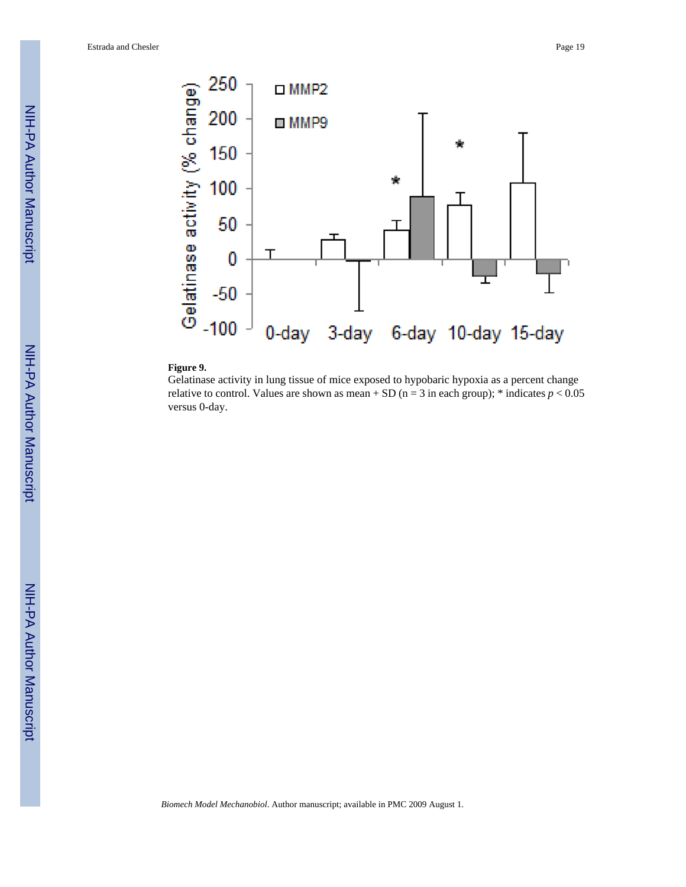**Figure 9.**

Gelatinase activity in lung tissue of mice exposed to hypobaric hypoxia as a percent change relative to control. Values are shown as mean + SD (n = 3 in each group); * indicates $p < 0.05$ versus 0-day.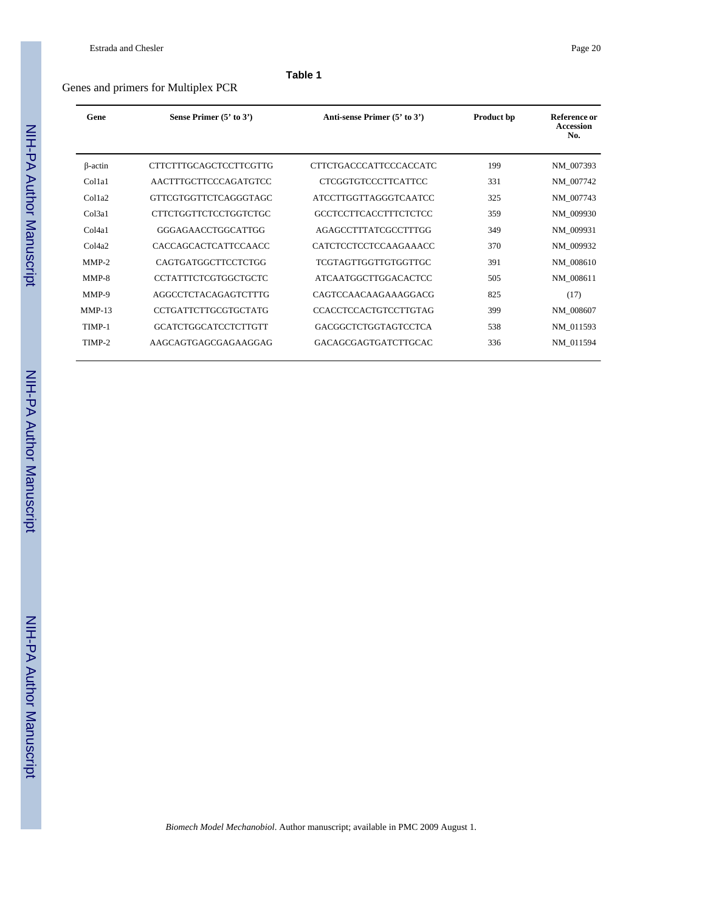**Table 1**

Genes and primers for Multiplex PCR

| Gene | Sense Primer (5' to 3') | Anti-sense Primer (5' to 3') | Product bp | Reference or Accession No. |
|---|---|---|---|---|
| β-actin | CTTCTTTGCAGCTCCTTCGTTG | CTTCTGACCCATTCCCACCATC | 199 | NM_007393 |
| Col1a1 | AACTTTGCTTCCCAGATGTCC | CTCGGTGTCCCTTCATTCC | 331 | NM_007742 |
| Col1a2 | GTTCGTGGTTCTCAGGGTAGC | ATCCTTGGTTAGGGTCAATCC | 325 | NM_007743 |
| Col3a1 | CTTCTGGTTCTCCTGGTCTGC | GCCTCCTTCACCTTTCTCTCC | 359 | NM_009930 |
| Col4a1 | GGGAGAACCTGGCATTGG | AGAGCCTTTATCGCCTTTGG | 349 | NM_009931 |
| Col4a2 | CACCAGCACTCATTCCAACC | CATCTCCTCCTCCAAGAAACC | 370 | NM_009932 |
| MMP-2 | CAGTGATGGCTTCCTCTGG | TCGTAGTTGGTTGTGGTTGC | 391 | NM_008610 |
| MMP-8 | CCTATTTCTCGTGGCTGCTC | ATCAATGGCTTGGACACTCC | 505 | NM_008611 |
| MMP-9 | AGGCCTCTACAGAGTCTTTG | CAGTCCAACAAGAAAGGACG | 825 | (17) |
| MMP-13 | CCTGATTCTTGCGTGCTATG | CCACCTCCACTGTCCTTGTAG | 399 | NM_008607 |
| TIMP-1 | GCATCTGGCATCCTCTTGTT | GACGGCTCTGGTAGTCCTCA | 538 | NM_011593 |
| TIMP-2 | AAGCAGTGAGCGAGAAGGAG | GACAGCGAGTGATCTTGCAC | 336 | NM_011594 |